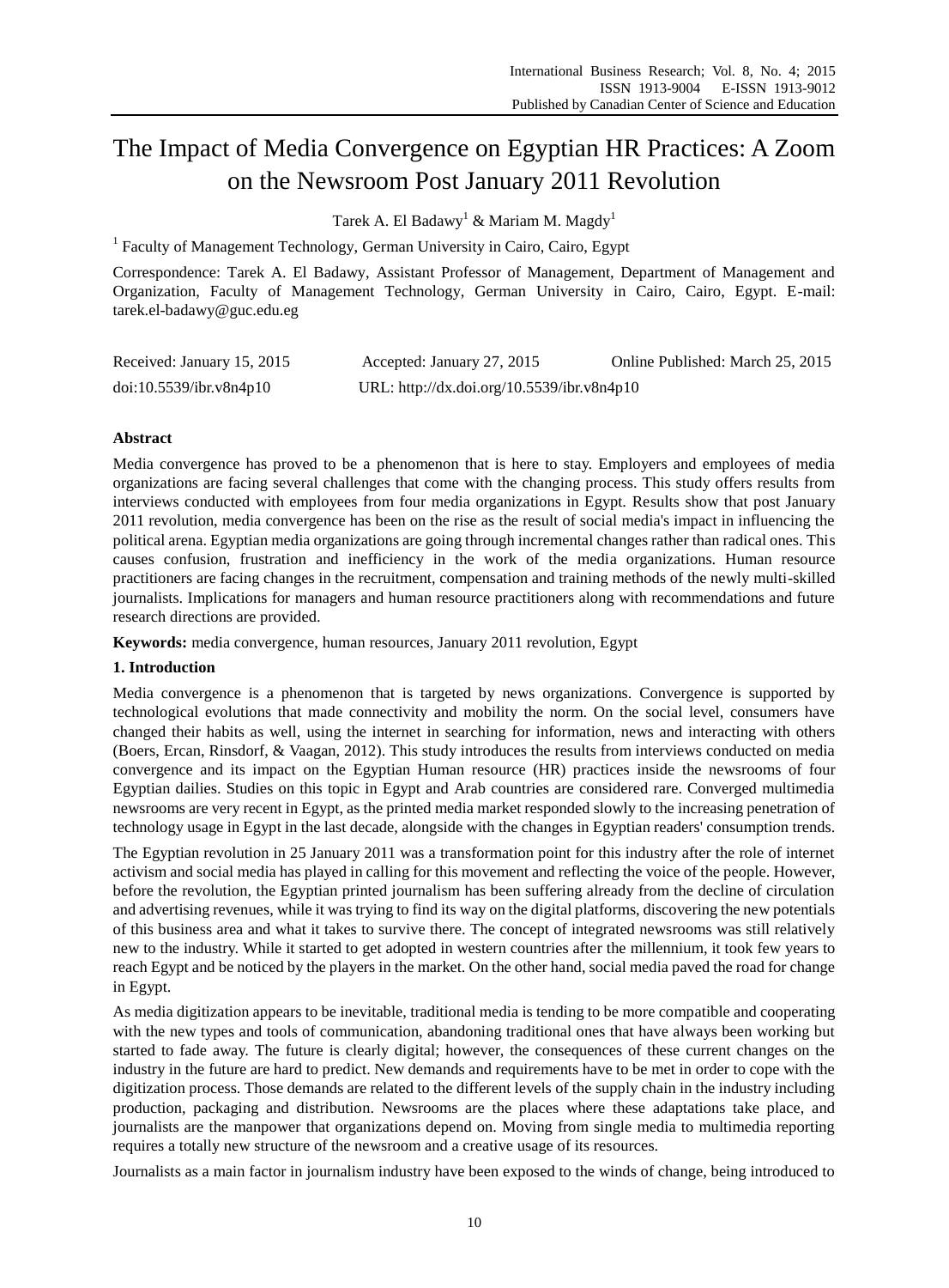# The Impact of Media Convergence on Egyptian HR Practices: A Zoom on the Newsroom Post January 2011 Revolution

Tarek A. El Badawy[1] & Mariam M. Magdy[1]

[1] Faculty of Management Technology, German University in Cairo, Cairo, Egypt

Correspondence: Tarek A. El Badawy, Assistant Professor of Management, Department of Management and Organization, Faculty of Management Technology, German University in Cairo, Cairo, Egypt. E-mail: tarek.el-badawy@guc.edu.eg

Received: January 15, 2015 Accepted: January 27, 2015 Online Published: March 25, 2015

doi:10.5539/ibr.v8n4p10 URL: http://dx.doi.org/10.5539/ibr.v8n4p10

## Abstract

Media convergence has proved to be a phenomenon that is here to stay. Employers and employees of media organizations are facing several challenges that come with the changing process. This study offers results from interviews conducted with employees from four media organizations in Egypt. Results show that post January 2011 revolution, media convergence has been on the rise as the result of social media's impact in influencing the political arena. Egyptian media organizations are going through incremental changes rather than radical ones. This causes confusion, frustration and inefficiency in the work of the media organizations. Human resource practitioners are facing changes in the recruitment, compensation and training methods of the newly multi-skilled journalists. Implications for managers and human resource practitioners along with recommendations and future research directions are provided.

**Keywords:** media convergence, human resources, January 2011 revolution, Egypt

## 1. Introduction

Media convergence is a phenomenon that is targeted by news organizations. Convergence is supported by technological evolutions that made connectivity and mobility the norm. On the social level, consumers have changed their habits as well, using the internet in searching for information, news and interacting with others (Boers, Ercan, Rinsdorf, & Vaagan, 2012). This study introduces the results from interviews conducted on media convergence and its impact on the Egyptian Human resource (HR) practices inside the newsrooms of four Egyptian dailies. Studies on this topic in Egypt and Arab countries are considered rare. Converged multimedia newsrooms are very recent in Egypt, as the printed media market responded slowly to the increasing penetration of technology usage in Egypt in the last decade, alongside with the changes in Egyptian readers' consumption trends.

The Egyptian revolution in 25 January 2011 was a transformation point for this industry after the role of internet activism and social media has played in calling for this movement and reflecting the voice of the people. However, before the revolution, the Egyptian printed journalism has been suffering already from the decline of circulation and advertising revenues, while it was trying to find its way on the digital platforms, discovering the new potentials of this business area and what it takes to survive there. The concept of integrated newsrooms was still relatively new to the industry. While it started to get adopted in western countries after the millennium, it took few years to reach Egypt and be noticed by the players in the market. On the other hand, social media paved the road for change in Egypt.

As media digitization appears to be inevitable, traditional media is tending to be more compatible and cooperating with the new types and tools of communication, abandoning traditional ones that have always been working but started to fade away. The future is clearly digital; however, the consequences of these current changes on the industry in the future are hard to predict. New demands and requirements have to be met in order to cope with the digitization process. Those demands are related to the different levels of the supply chain in the industry including production, packaging and distribution. Newsrooms are the places where these adaptations take place, and journalists are the manpower that organizations depend on. Moving from single media to multimedia reporting requires a totally new structure of the newsroom and a creative usage of its resources.

Journalists as a main factor in journalism industry have been exposed to the winds of change, being introduced to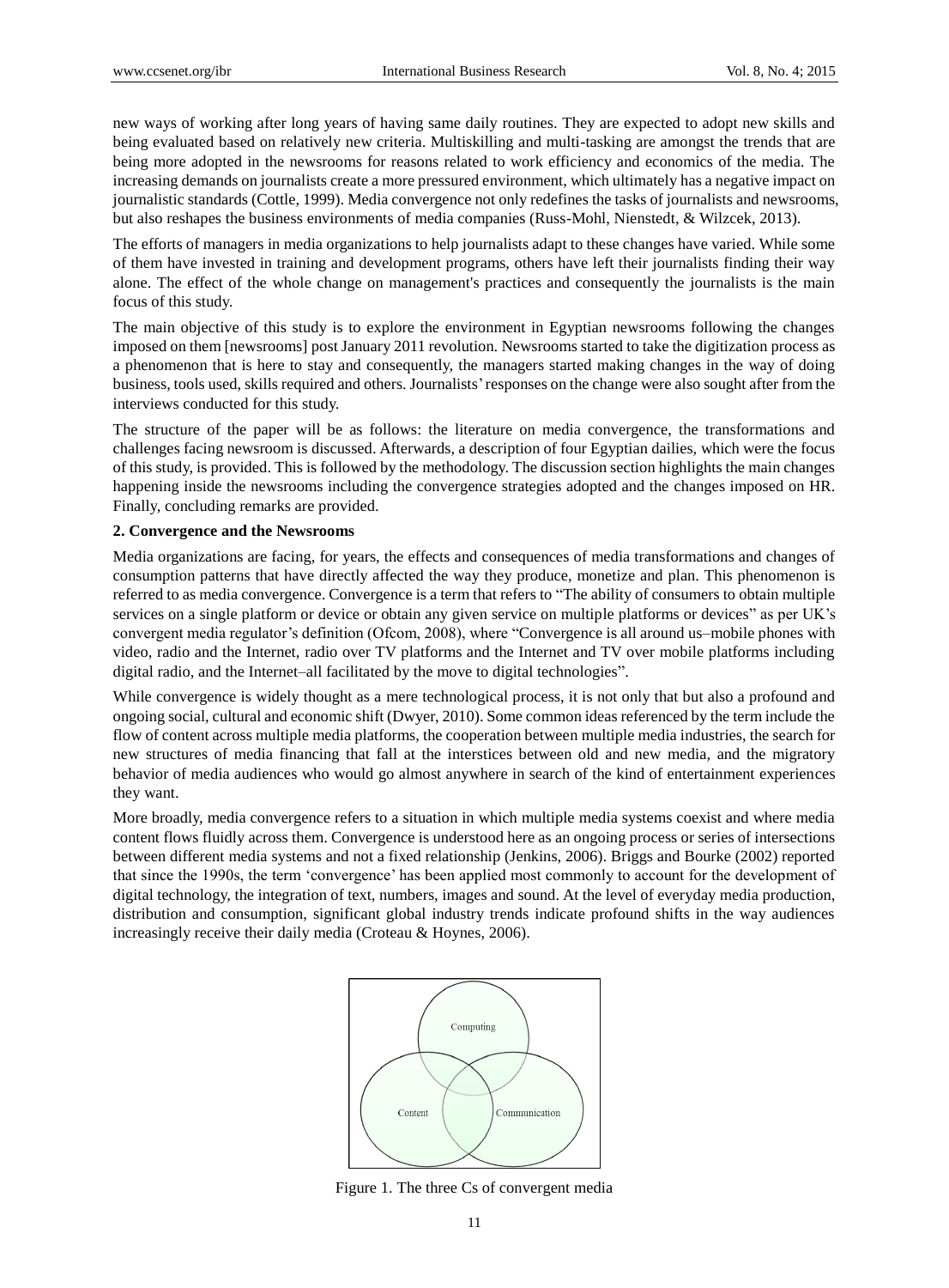new ways of working after long years of having same daily routines. They are expected to adopt new skills and being evaluated based on relatively new criteria. Multiskilling and multi-tasking are amongst the trends that are being more adopted in the newsrooms for reasons related to work efficiency and economics of the media. The increasing demands on journalists create a more pressured environment, which ultimately has a negative impact on journalistic standards (Cottle, 1999). Media convergence not only redefines the tasks of journalists and newsrooms, but also reshapes the business environments of media companies (Russ-Mohl, Nienstedt, & Wilzcek, 2013).

The efforts of managers in media organizations to help journalists adapt to these changes have varied. While some of them have invested in training and development programs, others have left their journalists finding their way alone. The effect of the whole change on management's practices and consequently the journalists is the main focus of this study.

The main objective of this study is to explore the environment in Egyptian newsrooms following the changes imposed on them [newsrooms] post January 2011 revolution. Newsrooms started to take the digitization process as a phenomenon that is here to stay and consequently, the managers started making changes in the way of doing business, tools used, skills required and others. Journalists' responses on the change were also sought after from the interviews conducted for this study.

The structure of the paper will be as follows: the literature on media convergence, the transformations and challenges facing newsroom is discussed. Afterwards, a description of four Egyptian dailies, which were the focus of this study, is provided. This is followed by the methodology. The discussion section highlights the main changes happening inside the newsrooms including the convergence strategies adopted and the changes imposed on HR. Finally, concluding remarks are provided.

## 2. Convergence and the Newsrooms

Media organizations are facing, for years, the effects and consequences of media transformations and changes of consumption patterns that have directly affected the way they produce, monetize and plan. This phenomenon is referred to as media convergence. Convergence is a term that refers to "The ability of consumers to obtain multiple services on a single platform or device or obtain any given service on multiple platforms or devices" as per UK's convergent media regulator's definition (Ofcom, 2008), where "Convergence is all around us–mobile phones with video, radio and the Internet, radio over TV platforms and the Internet and TV over mobile platforms including digital radio, and the Internet–all facilitated by the move to digital technologies".

While convergence is widely thought as a mere technological process, it is not only that but also a profound and ongoing social, cultural and economic shift (Dwyer, 2010). Some common ideas referenced by the term include the flow of content across multiple media platforms, the cooperation between multiple media industries, the search for new structures of media financing that fall at the interstices between old and new media, and the migratory behavior of media audiences who would go almost anywhere in search of the kind of entertainment experiences they want.

More broadly, media convergence refers to a situation in which multiple media systems coexist and where media content flows fluidly across them. Convergence is understood here as an ongoing process or series of intersections between different media systems and not a fixed relationship (Jenkins, 2006). Briggs and Bourke (2002) reported that since the 1990s, the term 'convergence' has been applied most commonly to account for the development of digital technology, the integration of text, numbers, images and sound. At the level of everyday media production, distribution and consumption, significant global industry trends indicate profound shifts in the way audiences increasingly receive their daily media (Croteau & Hoynes, 2006).

Computing

Content

Communication

Figure 1. The three Cs of convergent media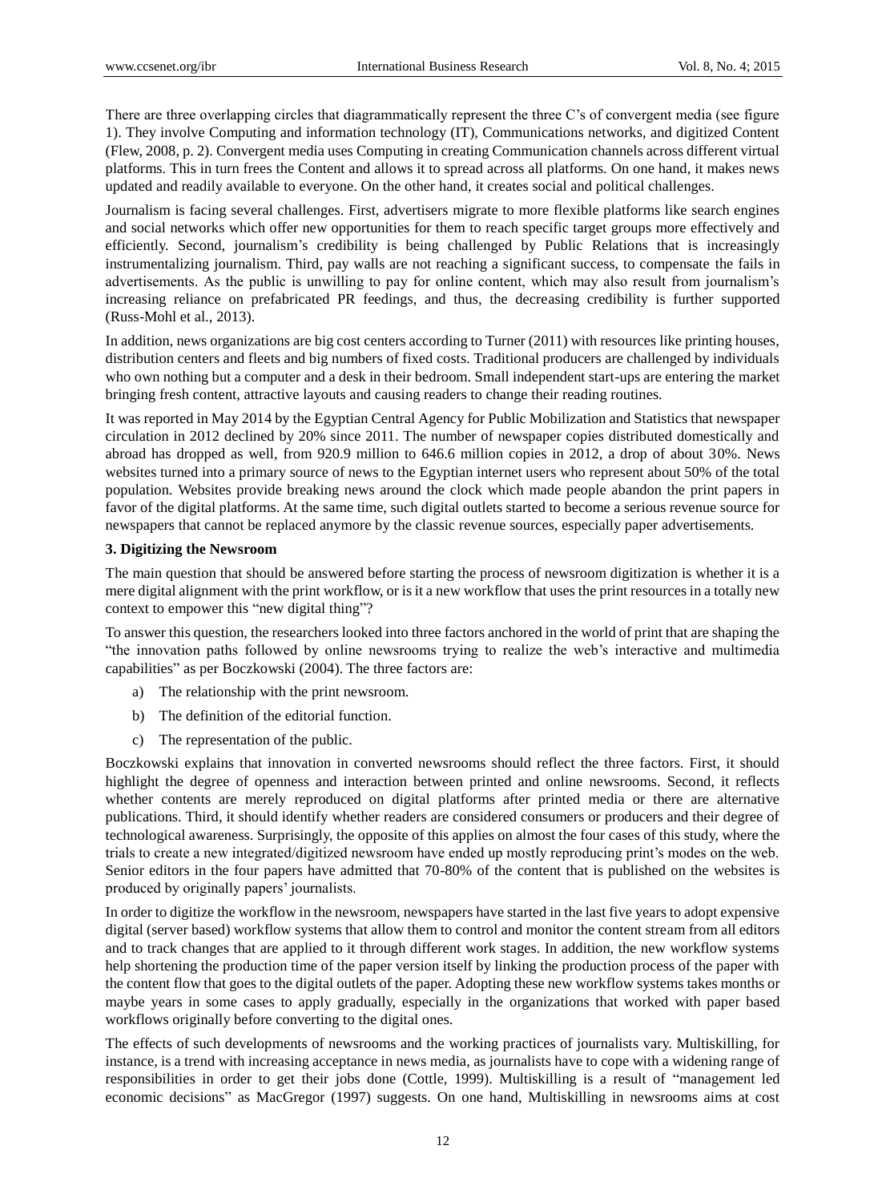There are three overlapping circles that diagrammatically represent the three C's of convergent media (see figure 1). They involve Computing and information technology (IT), Communications networks, and digitized Content (Flew, 2008, p. 2). Convergent media uses Computing in creating Communication channels across different virtual platforms. This in turn frees the Content and allows it to spread across all platforms. On one hand, it makes news updated and readily available to everyone. On the other hand, it creates social and political challenges.

Journalism is facing several challenges. First, advertisers migrate to more flexible platforms like search engines and social networks which offer new opportunities for them to reach specific target groups more effectively and efficiently. Second, journalism's credibility is being challenged by Public Relations that is increasingly instrumentalizing journalism. Third, pay walls are not reaching a significant success, to compensate the fails in advertisements. As the public is unwilling to pay for online content, which may also result from journalism's increasing reliance on prefabricated PR feedings, and thus, the decreasing credibility is further supported (Russ-Mohl et al., 2013).

In addition, news organizations are big cost centers according to Turner (2011) with resources like printing houses, distribution centers and fleets and big numbers of fixed costs. Traditional producers are challenged by individuals who own nothing but a computer and a desk in their bedroom. Small independent start-ups are entering the market bringing fresh content, attractive layouts and causing readers to change their reading routines.

It was reported in May 2014 by the Egyptian Central Agency for Public Mobilization and Statistics that newspaper circulation in 2012 declined by 20% since 2011. The number of newspaper copies distributed domestically and abroad has dropped as well, from 920.9 million to 646.6 million copies in 2012, a drop of about 30%. News websites turned into a primary source of news to the Egyptian internet users who represent about 50% of the total population. Websites provide breaking news around the clock which made people abandon the print papers in favor of the digital platforms. At the same time, such digital outlets started to become a serious revenue source for newspapers that cannot be replaced anymore by the classic revenue sources, especially paper advertisements.

### 3. Digitizing the Newsroom

The main question that should be answered before starting the process of newsroom digitization is whether it is a mere digital alignment with the print workflow, or is it a new workflow that uses the print resources in a totally new context to empower this "new digital thing"?

To answer this question, the researchers looked into three factors anchored in the world of print that are shaping the "the innovation paths followed by online newsrooms trying to realize the web's interactive and multimedia capabilities" as per Boczkowski (2004). The three factors are:

a) The relationship with the print newsroom.

b) The definition of the editorial function.

c) The representation of the public.

Boczkowski explains that innovation in converted newsrooms should reflect the three factors. First, it should highlight the degree of openness and interaction between printed and online newsrooms. Second, it reflects whether contents are merely reproduced on digital platforms after printed media or there are alternative publications. Third, it should identify whether readers are considered consumers or producers and their degree of technological awareness. Surprisingly, the opposite of this applies on almost the four cases of this study, where the trials to create a new integrated/digitized newsroom have ended up mostly reproducing print's modes on the web. Senior editors in the four papers have admitted that 70-80% of the content that is published on the websites is produced by originally papers' journalists.

In order to digitize the workflow in the newsroom, newspapers have started in the last five years to adopt expensive digital (server based) workflow systems that allow them to control and monitor the content stream from all editors and to track changes that are applied to it through different work stages. In addition, the new workflow systems help shortening the production time of the paper version itself by linking the production process of the paper with the content flow that goes to the digital outlets of the paper. Adopting these new workflow systems takes months or maybe years in some cases to apply gradually, especially in the organizations that worked with paper based workflows originally before converting to the digital ones.

The effects of such developments of newsrooms and the working practices of journalists vary. Multiskilling, for instance, is a trend with increasing acceptance in news media, as journalists have to cope with a widening range of responsibilities in order to get their jobs done (Cottle, 1999). Multiskilling is a result of "management led economic decisions" as MacGregor (1997) suggests. On one hand, Multiskilling in newsrooms aims at cost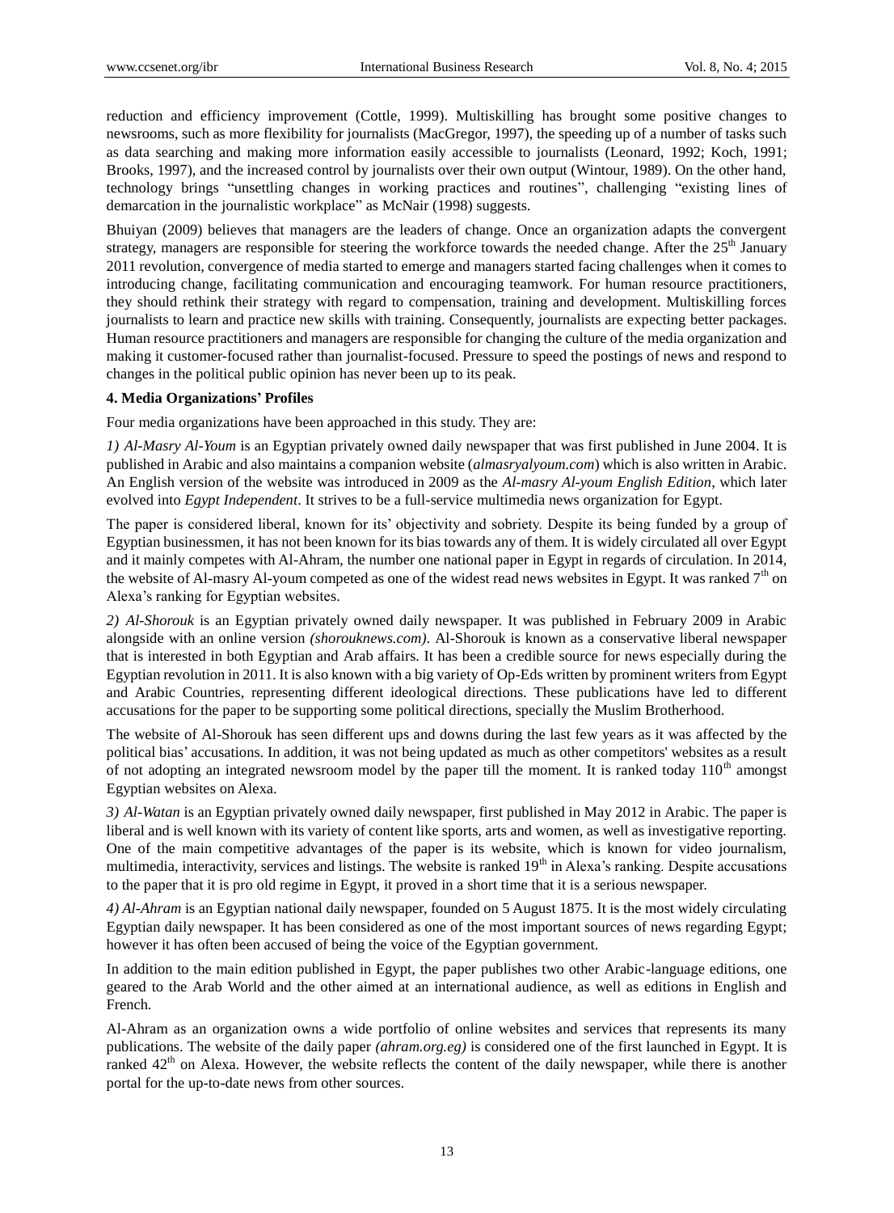reduction and efficiency improvement (Cottle, 1999). Multiskilling has brought some positive changes to newsrooms, such as more flexibility for journalists (MacGregor, 1997), the speeding up of a number of tasks such as data searching and making more information easily accessible to journalists (Leonard, 1992; Koch, 1991; Brooks, 1997), and the increased control by journalists over their own output (Wintour, 1989). On the other hand, technology brings "unsettling changes in working practices and routines", challenging "existing lines of demarcation in the journalistic workplace" as McNair (1998) suggests.

Bhuiyan (2009) believes that managers are the leaders of change. Once an organization adapts the convergent strategy, managers are responsible for steering the workforce towards the needed change. After the 25th January 2011 revolution, convergence of media started to emerge and managers started facing challenges when it comes to introducing change, facilitating communication and encouraging teamwork. For human resource practitioners, they should rethink their strategy with regard to compensation, training and development. Multiskilling forces journalists to learn and practice new skills with training. Consequently, journalists are expecting better packages. Human resource practitioners and managers are responsible for changing the culture of the media organization and making it customer-focused rather than journalist-focused. Pressure to speed the postings of news and respond to changes in the political public opinion has never been up to its peak.

#### 4. Media Organizations' Profiles

Four media organizations have been approached in this study. They are:

*1) Al-Masry Al-Youm* is an Egyptian privately owned daily newspaper that was first published in June 2004. It is published in Arabic and also maintains a companion website (*almasryalyoum.com*) which is also written in Arabic. An English version of the website was introduced in 2009 as the *Al-masry Al-youm English Edition*, which later evolved into *Egypt Independent*. It strives to be a full-service multimedia news organization for Egypt.

The paper is considered liberal, known for its' objectivity and sobriety. Despite its being funded by a group of Egyptian businessmen, it has not been known for its bias towards any of them. It is widely circulated all over Egypt and it mainly competes with Al-Ahram, the number one national paper in Egypt in regards of circulation. In 2014, the website of Al-masry Al-youm competed as one of the widest read news websites in Egypt. It was ranked 7th on Alexa's ranking for Egyptian websites.

*2) Al-Shorouk* is an Egyptian privately owned daily newspaper. It was published in February 2009 in Arabic alongside with an online version *(shorouknews.com)*. Al-Shorouk is known as a conservative liberal newspaper that is interested in both Egyptian and Arab affairs. It has been a credible source for news especially during the Egyptian revolution in 2011. It is also known with a big variety of Op-Eds written by prominent writers from Egypt and Arabic Countries, representing different ideological directions. These publications have led to different accusations for the paper to be supporting some political directions, specially the Muslim Brotherhood.

The website of Al-Shorouk has seen different ups and downs during the last few years as it was affected by the political bias' accusations. In addition, it was not being updated as much as other competitors' websites as a result of not adopting an integrated newsroom model by the paper till the moment. It is ranked today 110th amongst Egyptian websites on Alexa.

*3) Al-Watan* is an Egyptian privately owned daily newspaper, first published in May 2012 in Arabic. The paper is liberal and is well known with its variety of content like sports, arts and women, as well as investigative reporting. One of the main competitive advantages of the paper is its website, which is known for video journalism, multimedia, interactivity, services and listings. The website is ranked 19th in Alexa's ranking. Despite accusations to the paper that it is pro old regime in Egypt, it proved in a short time that it is a serious newspaper.

*4) Al-Ahram* is an Egyptian national daily newspaper, founded on 5 August 1875. It is the most widely circulating Egyptian daily newspaper. It has been considered as one of the most important sources of news regarding Egypt; however it has often been accused of being the voice of the Egyptian government.

In addition to the main edition published in Egypt, the paper publishes two other Arabic-language editions, one geared to the Arab World and the other aimed at an international audience, as well as editions in English and French.

Al-Ahram as an organization owns a wide portfolio of online websites and services that represents its many publications. The website of the daily paper *(ahram.org.eg)* is considered one of the first launched in Egypt. It is ranked 42th on Alexa. However, the website reflects the content of the daily newspaper, while there is another portal for the up-to-date news from other sources.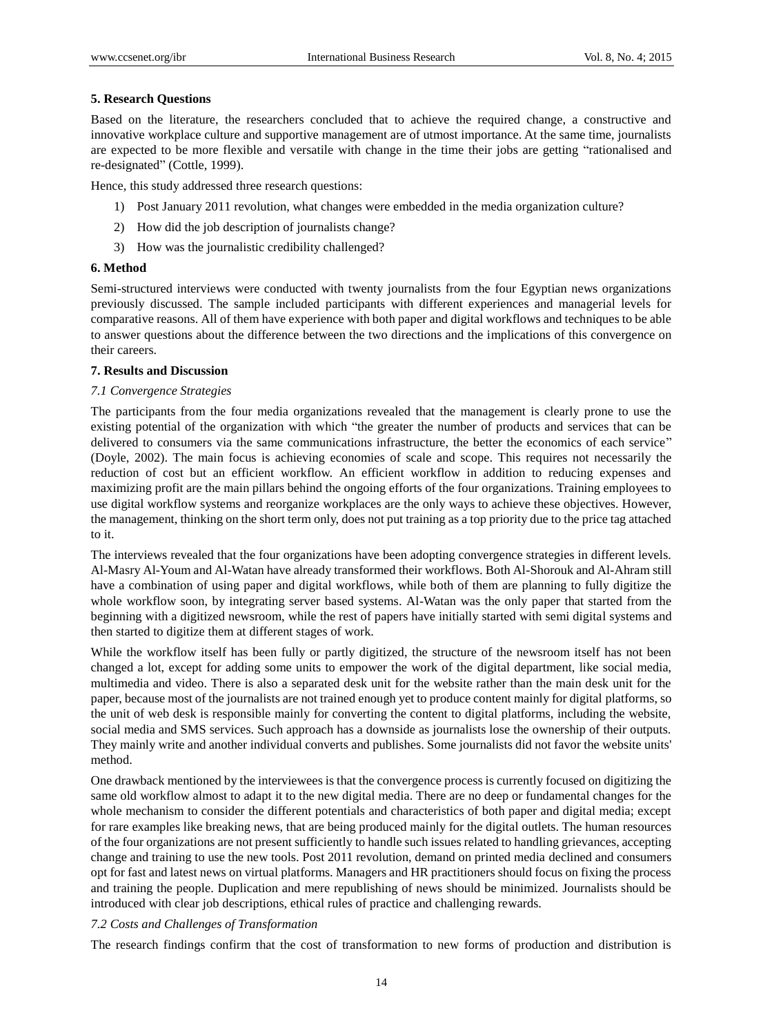### 5. Research Questions

Based on the literature, the researchers concluded that to achieve the required change, a constructive and innovative workplace culture and supportive management are of utmost importance. At the same time, journalists are expected to be more flexible and versatile with change in the time their jobs are getting "rationalised and re-designated" (Cottle, 1999).

Hence, this study addressed three research questions:

1) Post January 2011 revolution, what changes were embedded in the media organization culture?

2) How did the job description of journalists change?

3) How was the journalistic credibility challenged?

### 6. Method

Semi-structured interviews were conducted with twenty journalists from the four Egyptian news organizations previously discussed. The sample included participants with different experiences and managerial levels for comparative reasons. All of them have experience with both paper and digital workflows and techniques to be able to answer questions about the difference between the two directions and the implications of this convergence on their careers.

### 7. Results and Discussion

*7.1 Convergence Strategies*

The participants from the four media organizations revealed that the management is clearly prone to use the existing potential of the organization with which "the greater the number of products and services that can be delivered to consumers via the same communications infrastructure, the better the economics of each service" (Doyle, 2002). The main focus is achieving economies of scale and scope. This requires not necessarily the reduction of cost but an efficient workflow. An efficient workflow in addition to reducing expenses and maximizing profit are the main pillars behind the ongoing efforts of the four organizations. Training employees to use digital workflow systems and reorganize workplaces are the only ways to achieve these objectives. However, the management, thinking on the short term only, does not put training as a top priority due to the price tag attached to it.

The interviews revealed that the four organizations have been adopting convergence strategies in different levels. Al-Masry Al-Youm and Al-Watan have already transformed their workflows. Both Al-Shorouk and Al-Ahram still have a combination of using paper and digital workflows, while both of them are planning to fully digitize the whole workflow soon, by integrating server based systems. Al-Watan was the only paper that started from the beginning with a digitized newsroom, while the rest of papers have initially started with semi digital systems and then started to digitize them at different stages of work.

While the workflow itself has been fully or partly digitized, the structure of the newsroom itself has not been changed a lot, except for adding some units to empower the work of the digital department, like social media, multimedia and video. There is also a separated desk unit for the website rather than the main desk unit for the paper, because most of the journalists are not trained enough yet to produce content mainly for digital platforms, so the unit of web desk is responsible mainly for converting the content to digital platforms, including the website, social media and SMS services. Such approach has a downside as journalists lose the ownership of their outputs. They mainly write and another individual converts and publishes. Some journalists did not favor the website units' method.

One drawback mentioned by the interviewees is that the convergence process is currently focused on digitizing the same old workflow almost to adapt it to the new digital media. There are no deep or fundamental changes for the whole mechanism to consider the different potentials and characteristics of both paper and digital media; except for rare examples like breaking news, that are being produced mainly for the digital outlets. The human resources of the four organizations are not present sufficiently to handle such issues related to handling grievances, accepting change and training to use the new tools. Post 2011 revolution, demand on printed media declined and consumers opt for fast and latest news on virtual platforms. Managers and HR practitioners should focus on fixing the process and training the people. Duplication and mere republishing of news should be minimized. Journalists should be introduced with clear job descriptions, ethical rules of practice and challenging rewards.

*7.2 Costs and Challenges of Transformation*

The research findings confirm that the cost of transformation to new forms of production and distribution is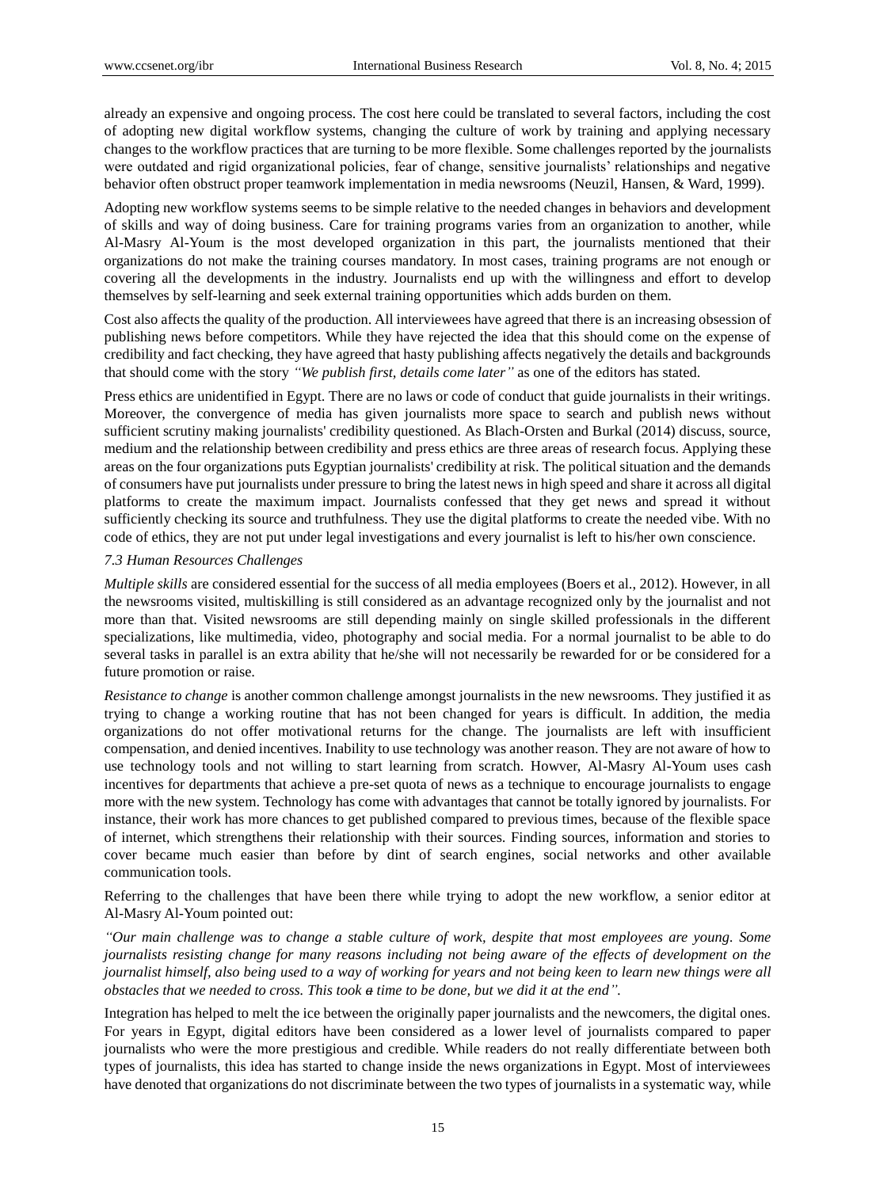already an expensive and ongoing process. The cost here could be translated to several factors, including the cost of adopting new digital workflow systems, changing the culture of work by training and applying necessary changes to the workflow practices that are turning to be more flexible. Some challenges reported by the journalists were outdated and rigid organizational policies, fear of change, sensitive journalists' relationships and negative behavior often obstruct proper teamwork implementation in media newsrooms (Neuzil, Hansen, & Ward, 1999).

Adopting new workflow systems seems to be simple relative to the needed changes in behaviors and development of skills and way of doing business. Care for training programs varies from an organization to another, while Al-Masry Al-Youm is the most developed organization in this part, the journalists mentioned that their organizations do not make the training courses mandatory. In most cases, training programs are not enough or covering all the developments in the industry. Journalists end up with the willingness and effort to develop themselves by self-learning and seek external training opportunities which adds burden on them.

Cost also affects the quality of the production. All interviewees have agreed that there is an increasing obsession of publishing news before competitors. While they have rejected the idea that this should come on the expense of credibility and fact checking, they have agreed that hasty publishing affects negatively the details and backgrounds that should come with the story *"We publish first, details come later"* as one of the editors has stated.

Press ethics are unidentified in Egypt. There are no laws or code of conduct that guide journalists in their writings. Moreover, the convergence of media has given journalists more space to search and publish news without sufficient scrutiny making journalists' credibility questioned. As Blach-Orsten and Burkal (2014) discuss, source, medium and the relationship between credibility and press ethics are three areas of research focus. Applying these areas on the four organizations puts Egyptian journalists' credibility at risk. The political situation and the demands of consumers have put journalists under pressure to bring the latest news in high speed and share it across all digital platforms to create the maximum impact. Journalists confessed that they get news and spread it without sufficiently checking its source and truthfulness. They use the digital platforms to create the needed vibe. With no code of ethics, they are not put under legal investigations and every journalist is left to his/her own conscience.

### *7.3 Human Resources Challenges*

*Multiple skills* are considered essential for the success of all media employees (Boers et al., 2012). However, in all the newsrooms visited, multiskilling is still considered as an advantage recognized only by the journalist and not more than that. Visited newsrooms are still depending mainly on single skilled professionals in the different specializations, like multimedia, video, photography and social media. For a normal journalist to be able to do several tasks in parallel is an extra ability that he/she will not necessarily be rewarded for or be considered for a future promotion or raise.

*Resistance to change* is another common challenge amongst journalists in the new newsrooms. They justified it as trying to change a working routine that has not been changed for years is difficult. In addition, the media organizations do not offer motivational returns for the change. The journalists are left with insufficient compensation, and denied incentives. Inability to use technology was another reason. They are not aware of how to use technology tools and not willing to start learning from scratch. Howver, Al-Masry Al-Youm uses cash incentives for departments that achieve a pre-set quota of news as a technique to encourage journalists to engage more with the new system. Technology has come with advantages that cannot be totally ignored by journalists. For instance, their work has more chances to get published compared to previous times, because of the flexible space of internet, which strengthens their relationship with their sources. Finding sources, information and stories to cover became much easier than before by dint of search engines, social networks and other available communication tools.

Referring to the challenges that have been there while trying to adopt the new workflow, a senior editor at Al-Masry Al-Youm pointed out:

*"Our main challenge was to change a stable culture of work, despite that most employees are young. Some journalists resisting change for many reasons including not being aware of the effects of development on the journalist himself, also being used to a way of working for years and not being keen to learn new things were all obstacles that we needed to cross. This took ~~a~~ time to be done, but we did it at the end".*

Integration has helped to melt the ice between the originally paper journalists and the newcomers, the digital ones. For years in Egypt, digital editors have been considered as a lower level of journalists compared to paper journalists who were the more prestigious and credible. While readers do not really differentiate between both types of journalists, this idea has started to change inside the news organizations in Egypt. Most of interviewees have denoted that organizations do not discriminate between the two types of journalists in a systematic way, while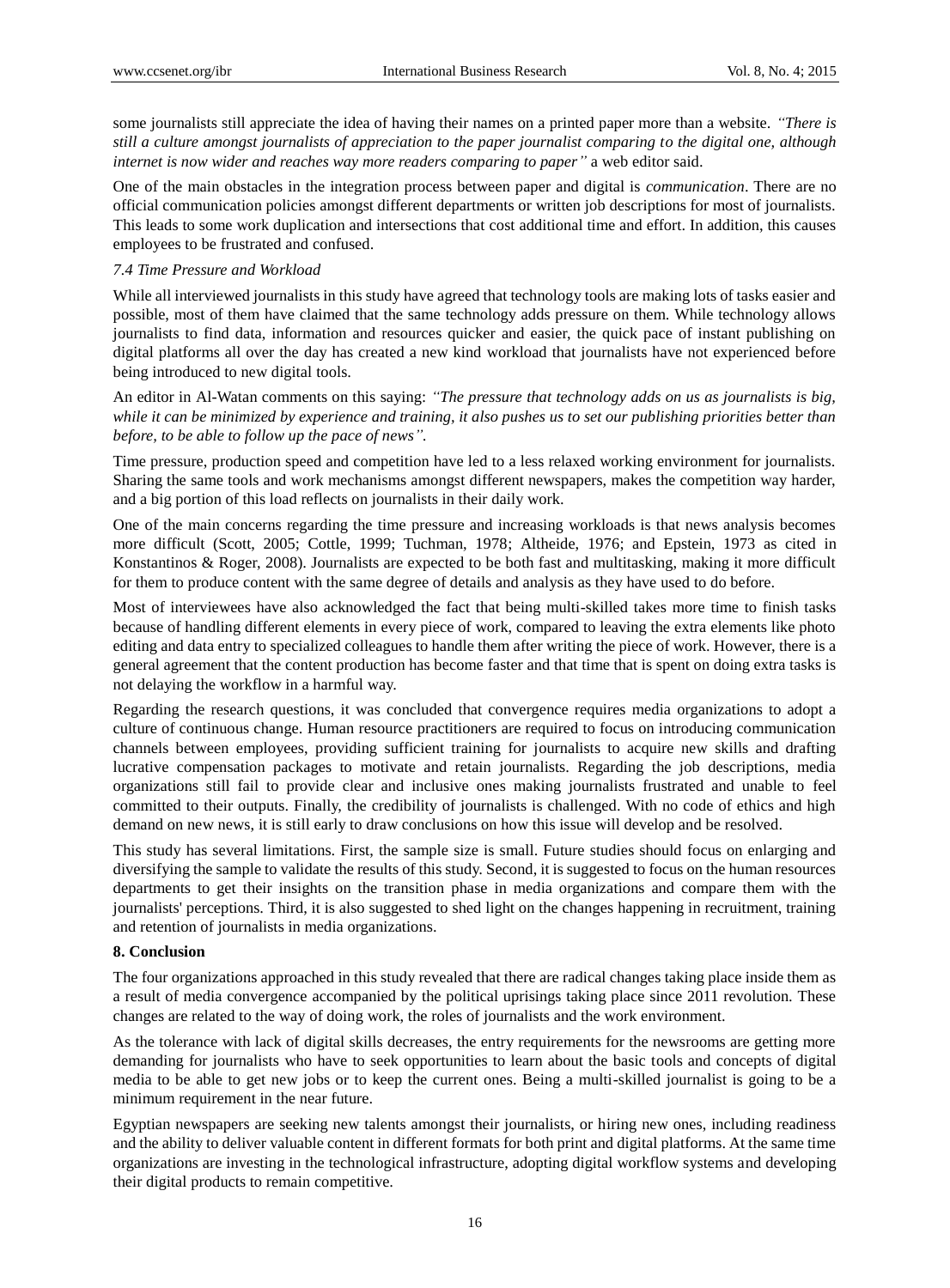some journalists still appreciate the idea of having their names on a printed paper more than a website. *"There is still a culture amongst journalists of appreciation to the paper journalist comparing to the digital one, although internet is now wider and reaches way more readers comparing to paper"* a web editor said.

One of the main obstacles in the integration process between paper and digital is *communication*. There are no official communication policies amongst different departments or written job descriptions for most of journalists. This leads to some work duplication and intersections that cost additional time and effort. In addition, this causes employees to be frustrated and confused.

### *7.4 Time Pressure and Workload*

While all interviewed journalists in this study have agreed that technology tools are making lots of tasks easier and possible, most of them have claimed that the same technology adds pressure on them. While technology allows journalists to find data, information and resources quicker and easier, the quick pace of instant publishing on digital platforms all over the day has created a new kind workload that journalists have not experienced before being introduced to new digital tools.

An editor in Al-Watan comments on this saying: *"The pressure that technology adds on us as journalists is big, while it can be minimized by experience and training, it also pushes us to set our publishing priorities better than before, to be able to follow up the pace of news".*

Time pressure, production speed and competition have led to a less relaxed working environment for journalists. Sharing the same tools and work mechanisms amongst different newspapers, makes the competition way harder, and a big portion of this load reflects on journalists in their daily work.

One of the main concerns regarding the time pressure and increasing workloads is that news analysis becomes more difficult (Scott, 2005; Cottle, 1999; Tuchman, 1978; Altheide, 1976; and Epstein, 1973 as cited in Konstantinos & Roger, 2008). Journalists are expected to be both fast and multitasking, making it more difficult for them to produce content with the same degree of details and analysis as they have used to do before.

Most of interviewees have also acknowledged the fact that being multi-skilled takes more time to finish tasks because of handling different elements in every piece of work, compared to leaving the extra elements like photo editing and data entry to specialized colleagues to handle them after writing the piece of work. However, there is a general agreement that the content production has become faster and that time that is spent on doing extra tasks is not delaying the workflow in a harmful way.

Regarding the research questions, it was concluded that convergence requires media organizations to adopt a culture of continuous change. Human resource practitioners are required to focus on introducing communication channels between employees, providing sufficient training for journalists to acquire new skills and drafting lucrative compensation packages to motivate and retain journalists. Regarding the job descriptions, media organizations still fail to provide clear and inclusive ones making journalists frustrated and unable to feel committed to their outputs. Finally, the credibility of journalists is challenged. With no code of ethics and high demand on new news, it is still early to draw conclusions on how this issue will develop and be resolved.

This study has several limitations. First, the sample size is small. Future studies should focus on enlarging and diversifying the sample to validate the results of this study. Second, it is suggested to focus on the human resources departments to get their insights on the transition phase in media organizations and compare them with the journalists' perceptions. Third, it is also suggested to shed light on the changes happening in recruitment, training and retention of journalists in media organizations.

## 8. Conclusion

The four organizations approached in this study revealed that there are radical changes taking place inside them as a result of media convergence accompanied by the political uprisings taking place since 2011 revolution. These changes are related to the way of doing work, the roles of journalists and the work environment.

As the tolerance with lack of digital skills decreases, the entry requirements for the newsrooms are getting more demanding for journalists who have to seek opportunities to learn about the basic tools and concepts of digital media to be able to get new jobs or to keep the current ones. Being a multi-skilled journalist is going to be a minimum requirement in the near future.

Egyptian newspapers are seeking new talents amongst their journalists, or hiring new ones, including readiness and the ability to deliver valuable content in different formats for both print and digital platforms. At the same time organizations are investing in the technological infrastructure, adopting digital workflow systems and developing their digital products to remain competitive.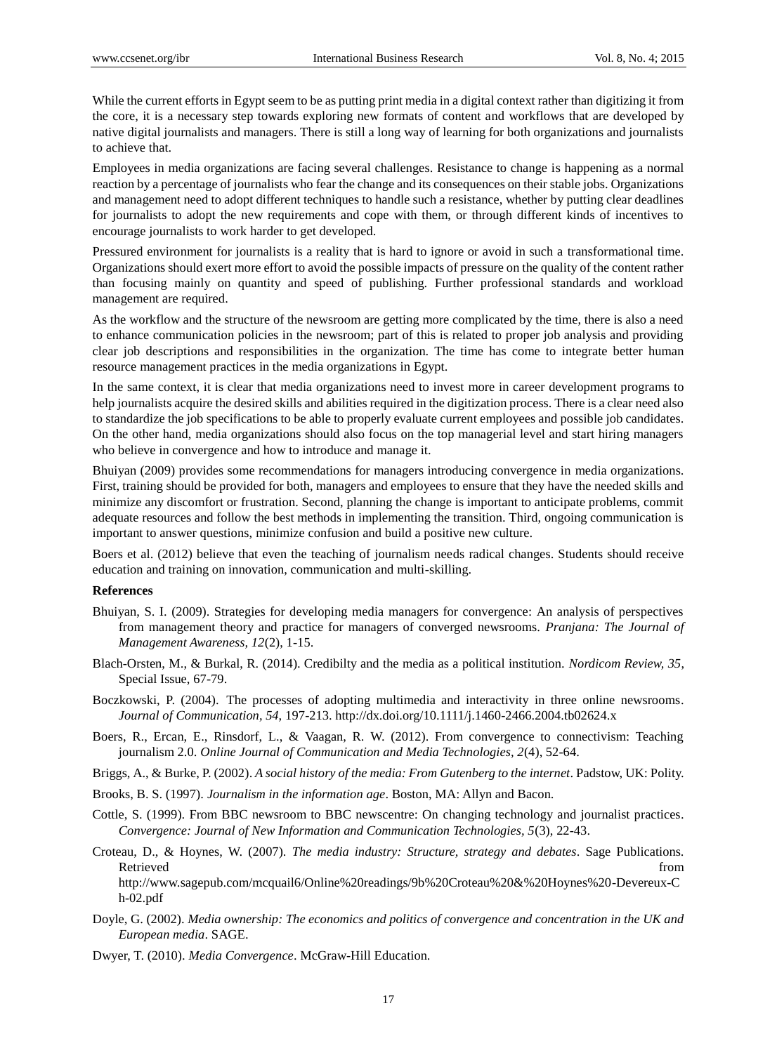While the current efforts in Egypt seem to be as putting print media in a digital context rather than digitizing it from the core, it is a necessary step towards exploring new formats of content and workflows that are developed by native digital journalists and managers. There is still a long way of learning for both organizations and journalists to achieve that.

Employees in media organizations are facing several challenges. Resistance to change is happening as a normal reaction by a percentage of journalists who fear the change and its consequences on their stable jobs. Organizations and management need to adopt different techniques to handle such a resistance, whether by putting clear deadlines for journalists to adopt the new requirements and cope with them, or through different kinds of incentives to encourage journalists to work harder to get developed.

Pressured environment for journalists is a reality that is hard to ignore or avoid in such a transformational time. Organizations should exert more effort to avoid the possible impacts of pressure on the quality of the content rather than focusing mainly on quantity and speed of publishing. Further professional standards and workload management are required.

As the workflow and the structure of the newsroom are getting more complicated by the time, there is also a need to enhance communication policies in the newsroom; part of this is related to proper job analysis and providing clear job descriptions and responsibilities in the organization. The time has come to integrate better human resource management practices in the media organizations in Egypt.

In the same context, it is clear that media organizations need to invest more in career development programs to help journalists acquire the desired skills and abilities required in the digitization process. There is a clear need also to standardize the job specifications to be able to properly evaluate current employees and possible job candidates. On the other hand, media organizations should also focus on the top managerial level and start hiring managers who believe in convergence and how to introduce and manage it.

Bhuiyan (2009) provides some recommendations for managers introducing convergence in media organizations. First, training should be provided for both, managers and employees to ensure that they have the needed skills and minimize any discomfort or frustration. Second, planning the change is important to anticipate problems, commit adequate resources and follow the best methods in implementing the transition. Third, ongoing communication is important to answer questions, minimize confusion and build a positive new culture.

Boers et al. (2012) believe that even the teaching of journalism needs radical changes. Students should receive education and training on innovation, communication and multi-skilling.

**References**

Bhuiyan, S. I. (2009). Strategies for developing media managers for convergence: An analysis of perspectives from management theory and practice for managers of converged newsrooms. *Pranjana: The Journal of Management Awareness, 12*(2), 1-15.

Blach-Orsten, M., & Burkal, R. (2014). Credibilty and the media as a political institution. *Nordicom Review, 35*, Special Issue, 67-79.

Boczkowski, P. (2004). The processes of adopting multimedia and interactivity in three online newsrooms. *Journal of Communication, 54,* 197-213. http://dx.doi.org/10.1111/j.1460-2466.2004.tb02624.x

Boers, R., Ercan, E., Rinsdorf, L., & Vaagan, R. W. (2012). From convergence to connectivism: Teaching journalism 2.0. *Online Journal of Communication and Media Technologies, 2*(4), 52-64.

Briggs, A., & Burke, P. (2002). *A social history of the media: From Gutenberg to the internet*. Padstow, UK: Polity.

Brooks, B. S. (1997). *Journalism in the information age*. Boston, MA: Allyn and Bacon.

Cottle, S. (1999). From BBC newsroom to BBC newscentre: On changing technology and journalist practices. *Convergence: Journal of New Information and Communication Technologies, 5*(3), 22-43.

Croteau, D., & Hoynes, W. (2007). *The media industry: Structure, strategy and debates*. Sage Publications. Retrieved from http://www.sagepub.com/mcquail6/Online%20readings/9b%20Croteau%20&%20Hoynes%20-Devereux-Ch-02.pdf

Doyle, G. (2002). *Media ownership: The economics and politics of convergence and concentration in the UK and European media*. SAGE.

Dwyer, T. (2010). *Media Convergence*. McGraw-Hill Education.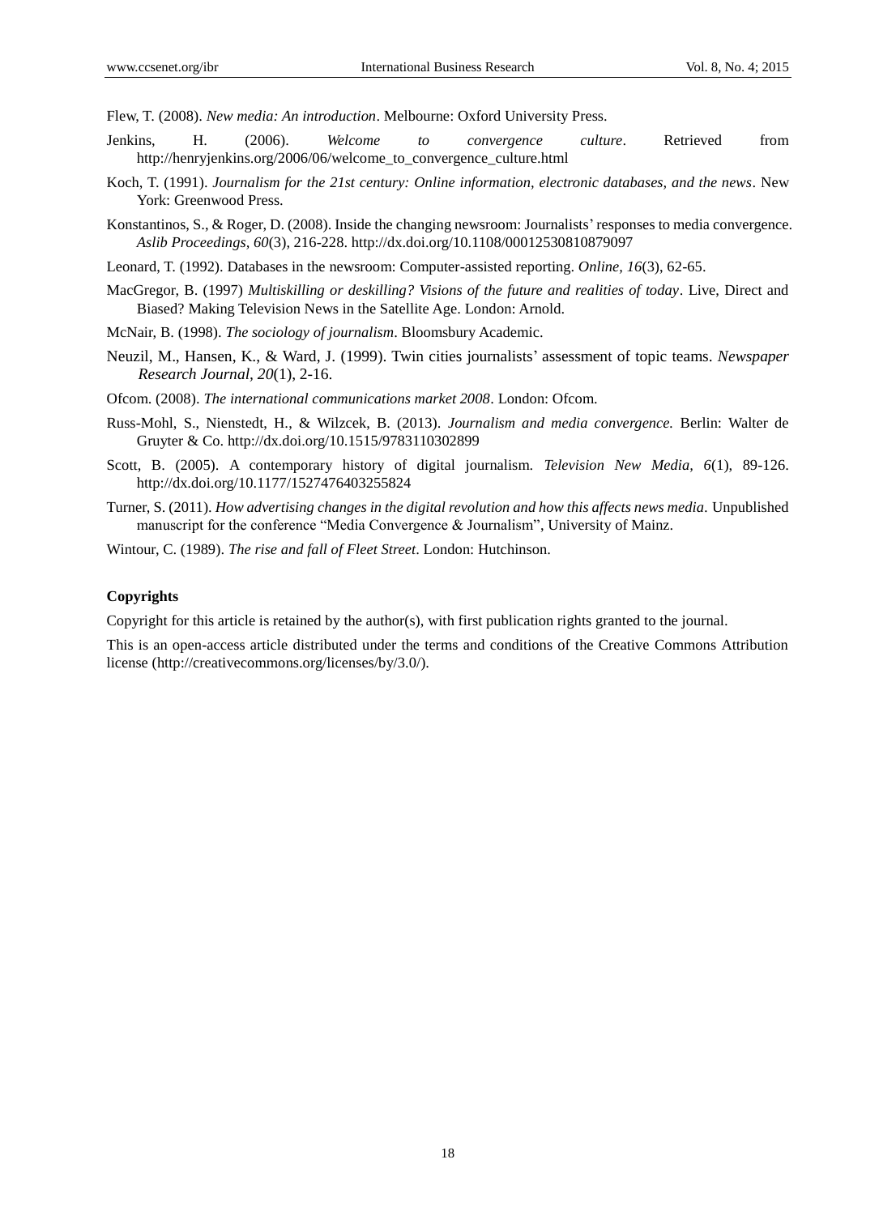Flew, T. (2008). *New media: An introduction*. Melbourne: Oxford University Press.

Jenkins, H. (2006). *Welcome to convergence culture*. Retrieved from http://henryjenkins.org/2006/06/welcome_to_convergence_culture.html

Koch, T. (1991). *Journalism for the 21st century: Online information, electronic databases, and the news*. New York: Greenwood Press.

Konstantinos, S., & Roger, D. (2008). Inside the changing newsroom: Journalists' responses to media convergence. *Aslib Proceedings*, *60*(3), 216-228. http://dx.doi.org/10.1108/00012530810879097

Leonard, T. (1992). Databases in the newsroom: Computer-assisted reporting. *Online, 16*(3), 62-65.

MacGregor, B. (1997) *Multiskilling or deskilling? Visions of the future and realities of today*. Live, Direct and Biased? Making Television News in the Satellite Age. London: Arnold.

McNair, B. (1998). *The sociology of journalism*. Bloomsbury Academic.

Neuzil, M., Hansen, K., & Ward, J. (1999). Twin cities journalists' assessment of topic teams. *Newspaper Research Journal, 20*(1), 2-16.

Ofcom. (2008). *The international communications market 2008*. London: Ofcom.

Russ-Mohl, S., Nienstedt, H., & Wilzcek, B. (2013). *Journalism and media convergence.* Berlin: Walter de Gruyter & Co. http://dx.doi.org/10.1515/9783110302899

Scott, B. (2005). A contemporary history of digital journalism. *Television New Media, 6*(1), 89-126. http://dx.doi.org/10.1177/1527476403255824

Turner, S. (2011). *How advertising changes in the digital revolution and how this affects news media*. Unpublished manuscript for the conference "Media Convergence & Journalism", University of Mainz.

Wintour, C. (1989). *The rise and fall of Fleet Street*. London: Hutchinson.

**Copyrights**

Copyright for this article is retained by the author(s), with first publication rights granted to the journal.

This is an open-access article distributed under the terms and conditions of the Creative Commons Attribution license (http://creativecommons.org/licenses/by/3.0/).